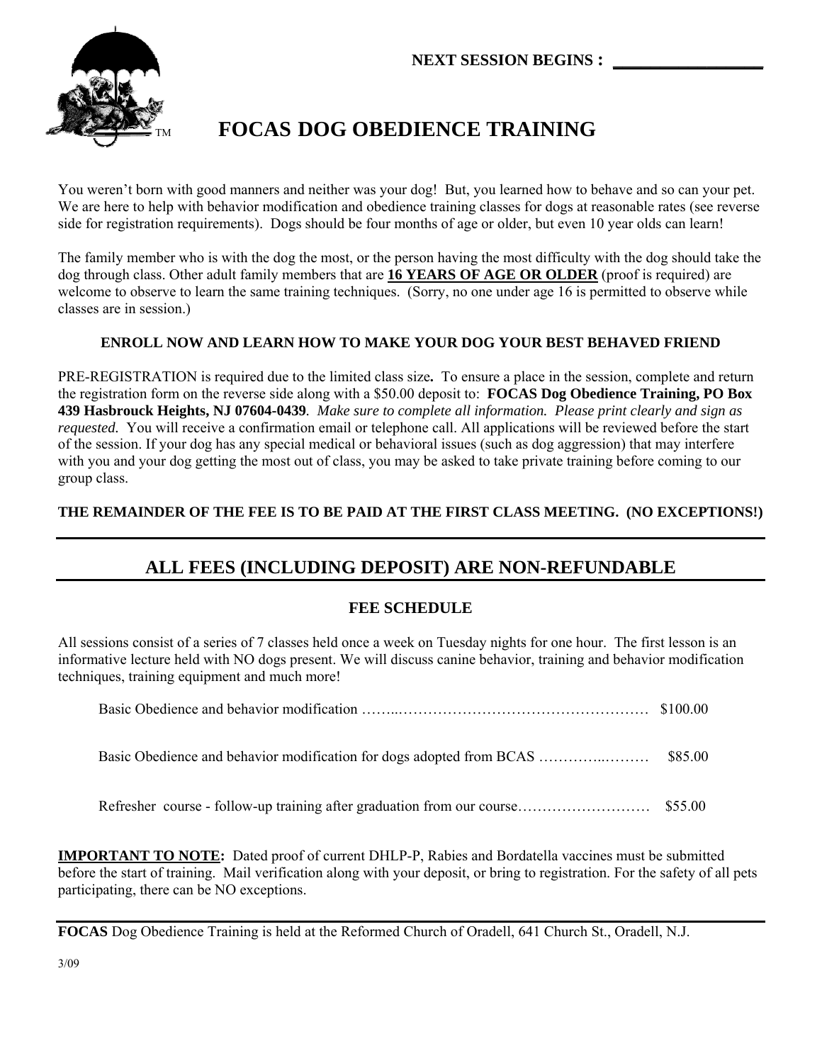**NEXT SESSION BEGINS : \_\_\_\_\_\_\_\_\_\_\_\_\_\_\_\_\_\_**

™

# FOCAS DOG OBEDIENCE TRAINING

You weren't born with good manners and neither was your dog! But, you learned how to behave and so can your pet. We are here to help with behavior modification and obedience training classes for dogs at reasonable rates (see reverse side for registration requirements). Dogs should be four months of age or older, but even 10 year olds can learn!

The family member who is with the dog the most, or the person having the most difficulty with the dog should take the dog through class. Other adult family members that are **16 YEARS OF AGE OR OLDER** (proof is required) are welcome to observe to learn the same training techniques. (Sorry, no one under age 16 is permitted to observe while classes are in session.)

**ENROLL NOW AND LEARN HOW TO MAKE YOUR DOG YOUR BEST BEHAVED FRIEND**

PRE-REGISTRATION is required due to the limited class size**.** To ensure a place in the session, complete and return the registration form on the reverse side along with a $50.00 deposit to: **FOCAS Dog Obedience Training, PO Box 439 Hasbrouck Heights, NJ 07604-0439**. *Make sure to complete all information. Please print clearly and sign as requested.* You will receive a confirmation email or telephone call. All applications will be reviewed before the start of the session. If your dog has any special medical or behavioral issues (such as dog aggression) that may interfere with you and your dog getting the most out of class, you may be asked to take private training before coming to our group class.

**THE REMAINDER OF THE FEE IS TO BE PAID AT THE FIRST CLASS MEETING. (NO EXCEPTIONS!)**

## ALL FEES (INCLUDING DEPOSIT) ARE NON-REFUNDABLE

### FEE SCHEDULE

All sessions consist of a series of 7 classes held once a week on Tuesday nights for one hour. The first lesson is an informative lecture held with NO dogs present. We will discuss canine behavior, training and behavior modification techniques, training equipment and much more!

Basic Obedience and behavior modification …….…………………………………………… $100.00

Basic Obedience and behavior modification for dogs adopted from BCAS …………..……… $85.00

Refresher course - follow-up training after graduation from our course……………………… $55.00

**IMPORTANT TO NOTE:** Dated proof of current DHLP-P, Rabies and Bordatella vaccines must be submitted before the start of training. Mail verification along with your deposit, or bring to registration. For the safety of all pets participating, there can be NO exceptions.

**FOCAS** Dog Obedience Training is held at the Reformed Church of Oradell, 641 Church St., Oradell, N.J.

3/09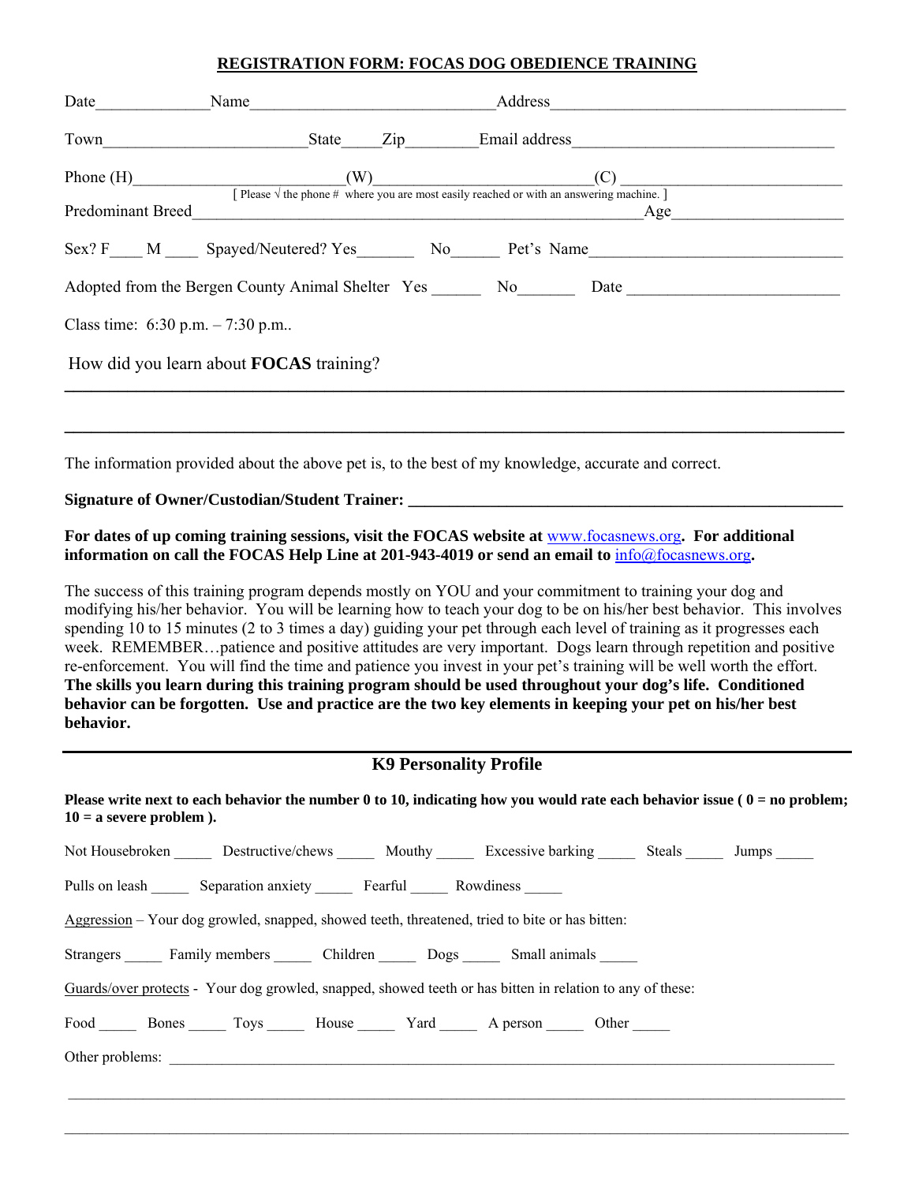## REGISTRATION FORM: FOCAS DOG OBEDIENCE TRAINING

Date______________Name______________________________Address____________________________________

Town________________________State_____Zip_________Email address________________________________

Phone (H)_________________________(W)_________________________(C) ___________________________

[ Please √ the phone # where you are most easily reached or with an answering machine. ]

Predominant Breed_____________________________________________________________Age_____________________

Sex? F____ M ____ Spayed/Neutered? Yes_______ No______ Pet's Name______________________________

Adopted from the Bergen County Animal Shelter Yes ______ No_______ Date _________________________

Class time: 6:30 p.m. – 7:30 p.m..

How did you learn about **FOCAS** training?

______________________________________________________________________________________

______________________________________________________________________________________

The information provided about the above pet is, to the best of my knowledge, accurate and correct.

**Signature of Owner/Custodian/Student Trainer: ______________________________________________________**

**For dates of up coming training sessions, visit the FOCAS website at** www.focasnews.org**. For additional information on call the FOCAS Help Line at 201-943-4019 or send an email to** info@focasnews.org**.**

The success of this training program depends mostly on YOU and your commitment to training your dog and modifying his/her behavior. You will be learning how to teach your dog to be on his/her best behavior. This involves spending 10 to 15 minutes (2 to 3 times a day) guiding your pet through each level of training as it progresses each week. REMEMBER…patience and positive attitudes are very important. Dogs learn through repetition and positive re-enforcement. You will find the time and patience you invest in your pet's training will be well worth the effort. **The skills you learn during this training program should be used throughout your dog's life. Conditioned behavior can be forgotten. Use and practice are the two key elements in keeping your pet on his/her best behavior.**

## K9 Personality Profile

**Please write next to each behavior the number 0 to 10, indicating how you would rate each behavior issue ( 0 = no problem; 10 = a severe problem ).**

Not Housebroken _____ Destructive/chews _____ Mouthy _____ Excessive barking _____ Steals _____ Jumps _____

Pulls on leash _____ Separation anxiety _____ Fearful _____ Rowdiness _____

Aggression – Your dog growled, snapped, showed teeth, threatened, tried to bite or has bitten:

Strangers _____ Family members _____ Children _____ Dogs _____ Small animals _____

Guards/over protects - Your dog growled, snapped, showed teeth or has bitten in relation to any of these:

Food _____ Bones _____ Toys _____ House _____ Yard _____ A person _____ Other _____

Other problems: ______________________________________________________________________________

______________________________________________________________________________________

______________________________________________________________________________________